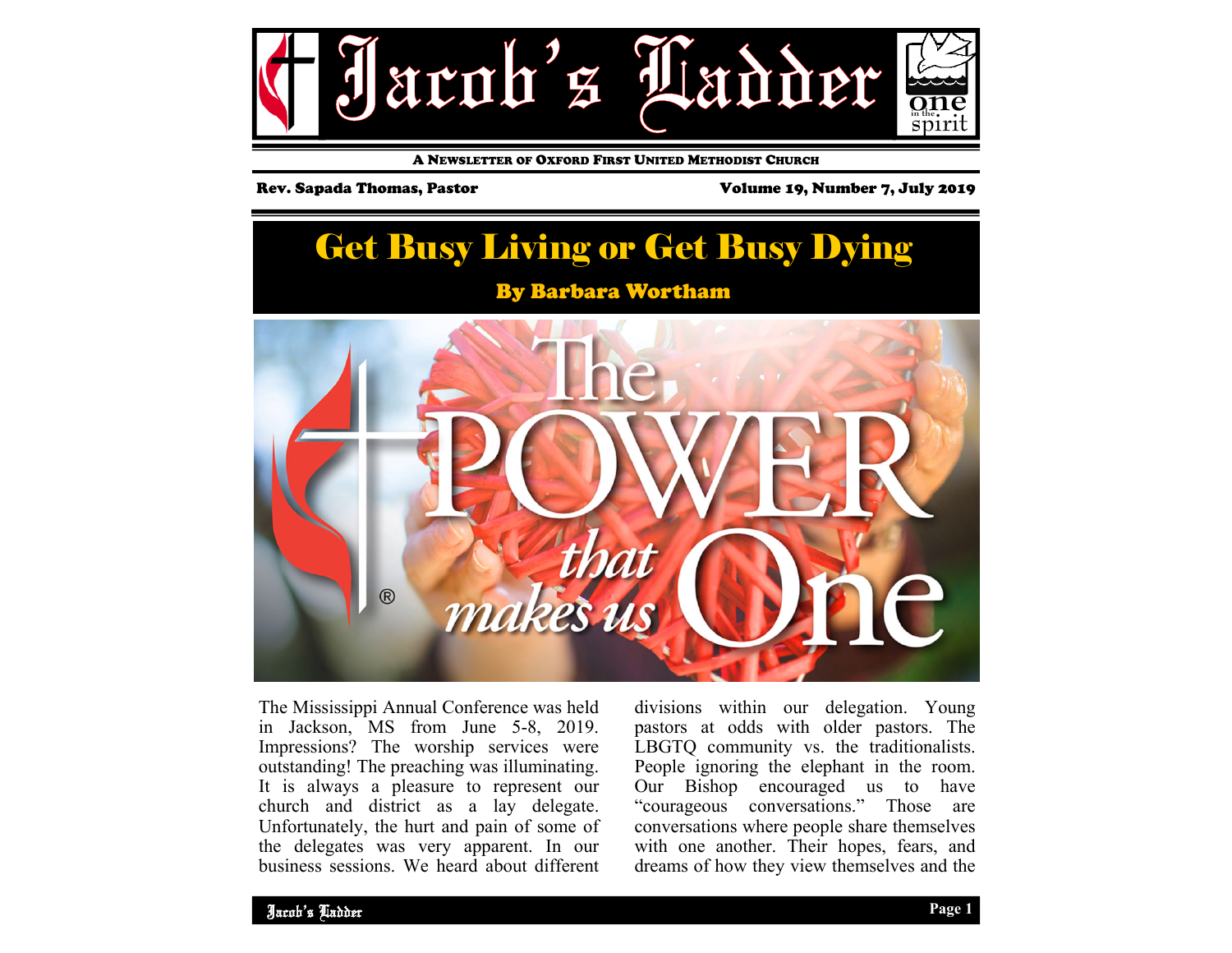# Jacob's Ladder

A NEWSLETTER OF OXFORD FIRST UNITED METHODIST CHURCH

Rev. Sapada Thomas, Pastor

Volume 19, Number 7, July 2019

## Get Busy Living or Get Busy Dying

### By Barbara Wortham

The Power that makes us One

The Mississippi Annual Conference was held in Jackson, MS from June 5-8, 2019. Impressions? The worship services were outstanding! The preaching was illuminating. It is always a pleasure to represent our church and district as a lay delegate. Unfortunately, the hurt and pain of some of the delegates was very apparent. In our business sessions. We heard about different divisions within our delegation. Young pastors at odds with older pastors. The LBGTQ community vs. the traditionalists. People ignoring the elephant in the room. Our Bishop encouraged us to have "courageous conversations." Those are conversations where people share themselves with one another. Their hopes, fears, and dreams of how they view themselves and the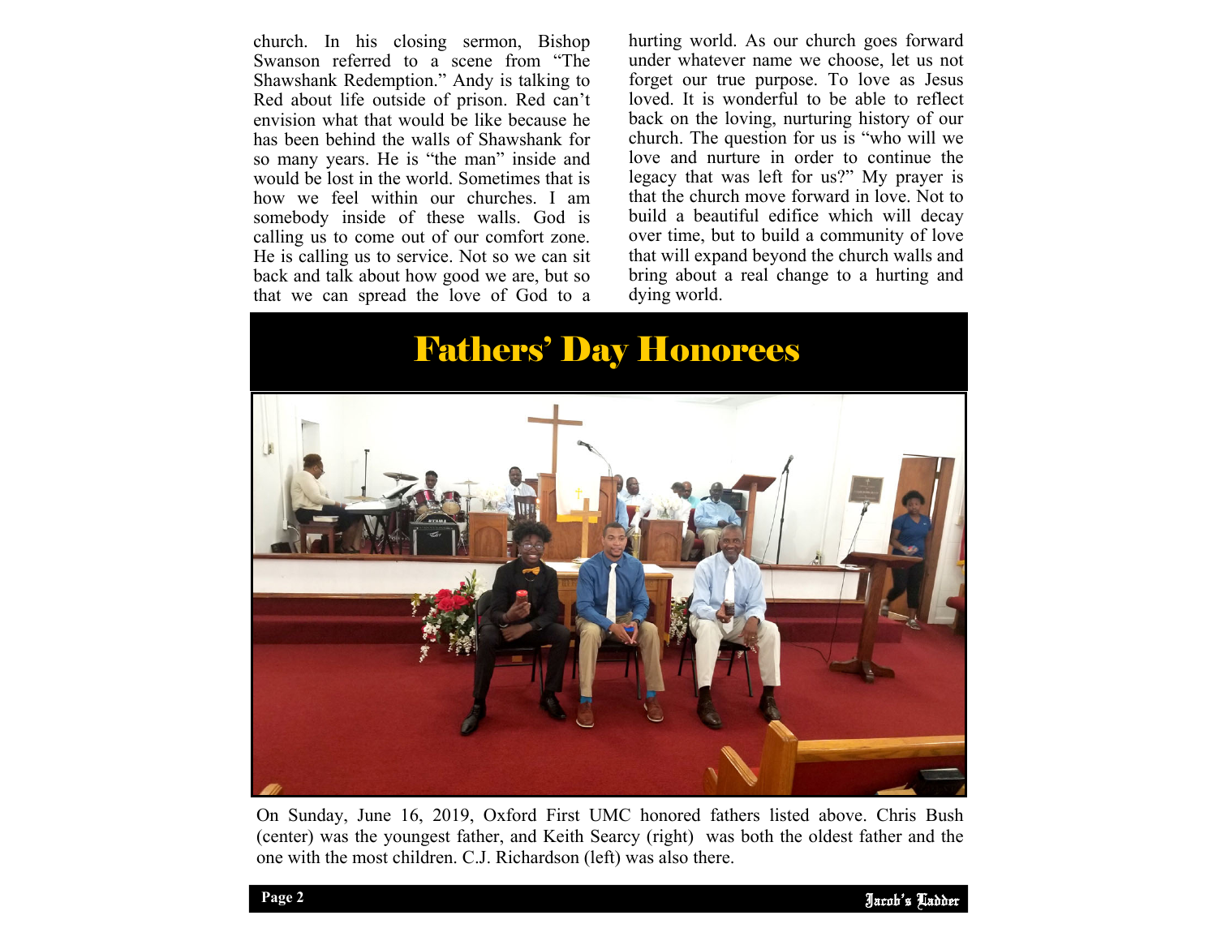church. In his closing sermon, Bishop Swanson referred to a scene from "The Shawshank Redemption." Andy is talking to Red about life outside of prison. Red can't envision what that would be like because he has been behind the walls of Shawshank for so many years. He is "the man" inside and would be lost in the world. Sometimes that is how we feel within our churches. I am somebody inside of these walls. God is calling us to come out of our comfort zone. He is calling us to service. Not so we can sit back and talk about how good we are, but so that we can spread the love of God to a hurting world. As our church goes forward under whatever name we choose, let us not forget our true purpose. To love as Jesus loved. It is wonderful to be able to reflect back on the loving, nurturing history of our church. The question for us is "who will we love and nurture in order to continue the legacy that was left for us?" My prayer is that the church move forward in love. Not to build a beautiful edifice which will decay over time, but to build a community of love that will expand beyond the church walls and bring about a real change to a hurting and dying world.

# Fathers' Day Honorees

On Sunday, June 16, 2019, Oxford First UMC honored fathers listed above. Chris Bush (center) was the youngest father, and Keith Searcy (right) was both the oldest father and the one with the most children. C.J. Richardson (left) was also there.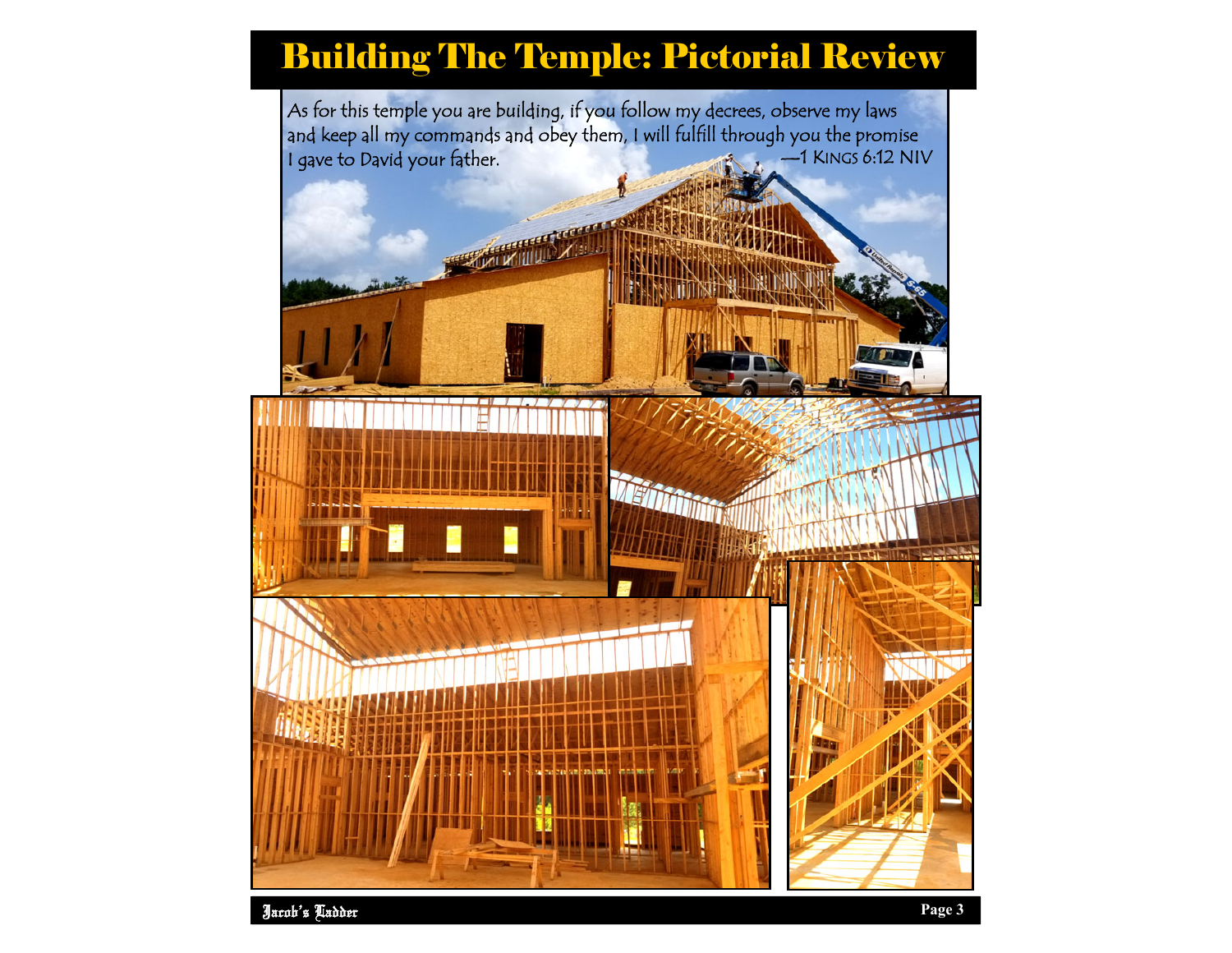# Building The Temple: Pictorial Review

As for this temple you are building, if you follow my decrees, observe my laws and keep all my commands and obey them, I will fulfill through you the promise I gave to David your father.

—1 Kings 6:12 NIV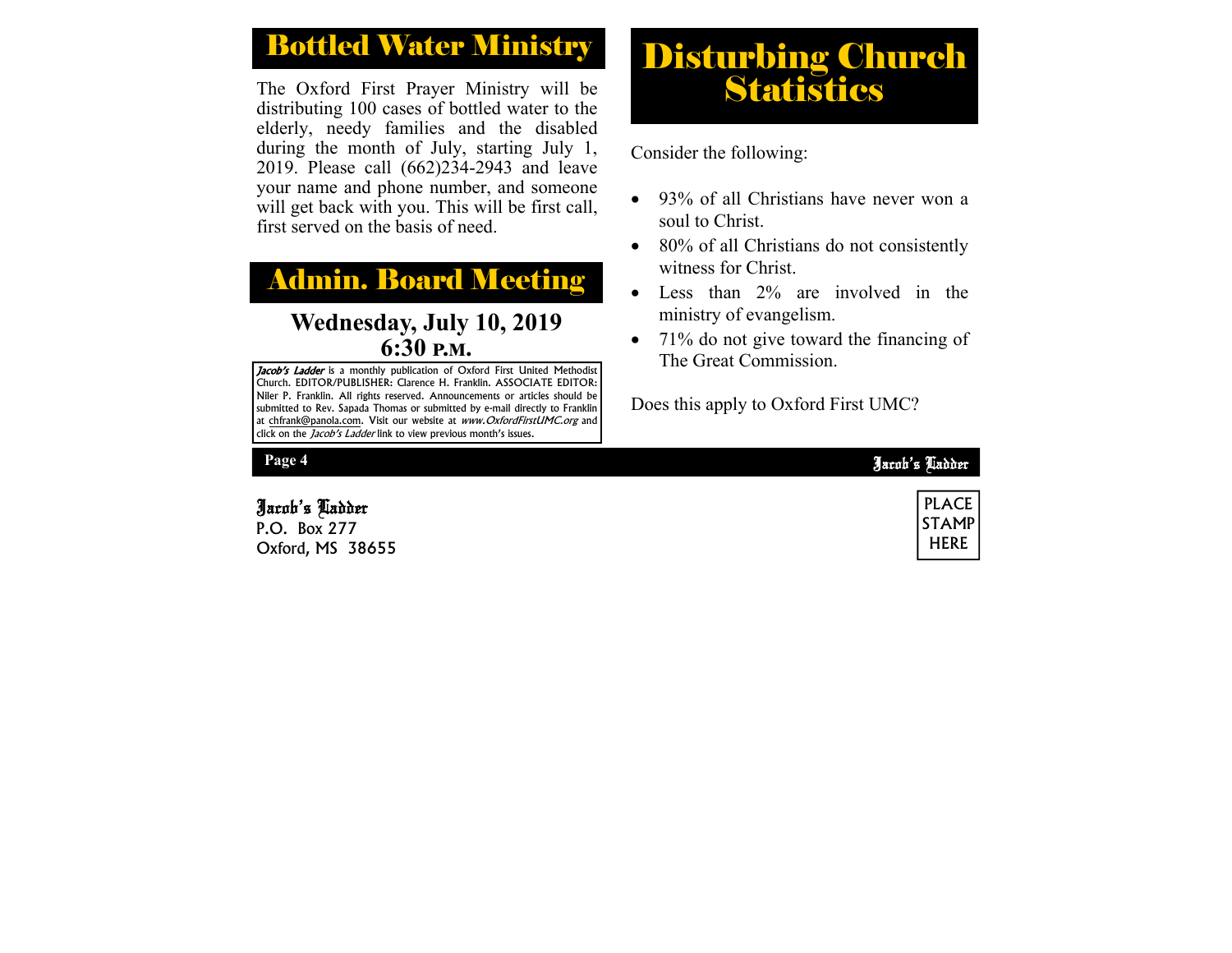## Bottled Water Ministry

The Oxford First Prayer Ministry will be distributing 100 cases of bottled water to the elderly, needy families and the disabled during the month of July, starting July 1, 2019. Please call (662)234-2943 and leave your name and phone number, and someone will get back with you. This will be first call, first served on the basis of need.

## Admin. Board Meeting

**Wednesday, July 10, 2019**
**6:30 P.M.**

*Jacob's Ladder* is a monthly publication of Oxford First United Methodist Church. EDITOR/PUBLISHER: Clarence H. Franklin. ASSOCIATE EDITOR: Niler P. Franklin. All rights reserved. Announcements or articles should be submitted to Rev. Sapada Thomas or submitted by e-mail directly to Franklin at chfrank@panola.com. Visit our website at *www.OxfordFirstUMC.org* and click on the *Jacob's Ladder* link to view previous month's issues.

## Disturbing Church Statistics

Consider the following:

- 93% of all Christians have never won a soul to Christ.
- 80% of all Christians do not consistently witness for Christ.
- Less than 2% are involved in the ministry of evangelism.
- 71% do not give toward the financing of The Great Commission.

Does this apply to Oxford First UMC?

Jacob's Ladder
P.O. Box 277
Oxford, MS 38655

PLACE STAMP HERE